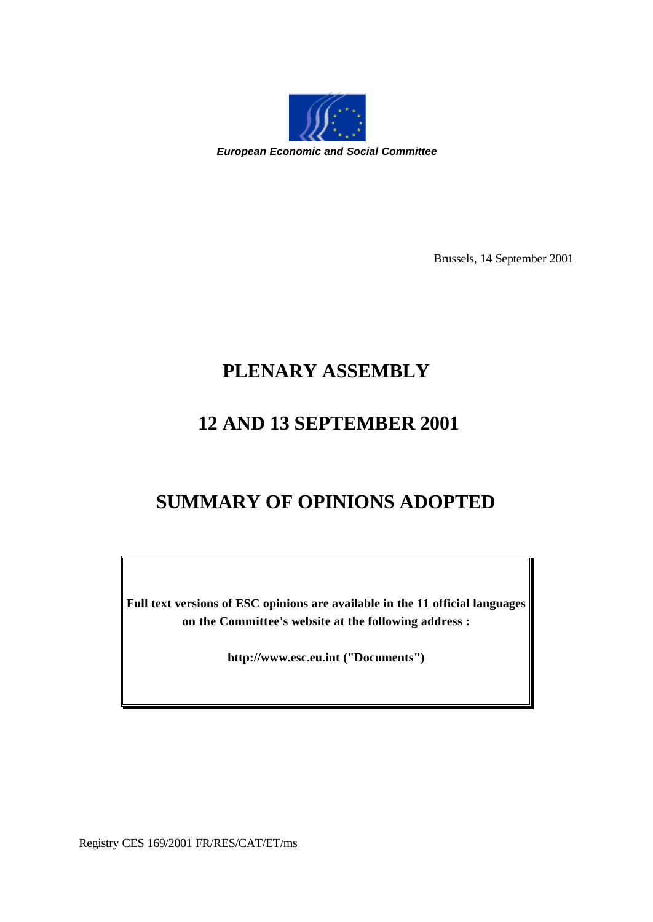*European Economic and Social Committee*

Brussels, 14 September 2001

# PLENARY ASSEMBLY

# 12 AND 13 SEPTEMBER 2001

# SUMMARY OF OPINIONS ADOPTED

**Full text versions of ESC opinions are available in the 11 official languages on the Committee's website at the following address :**

**http://www.esc.eu.int ("Documents")**

Registry CES 169/2001 FR/RES/CAT/ET/ms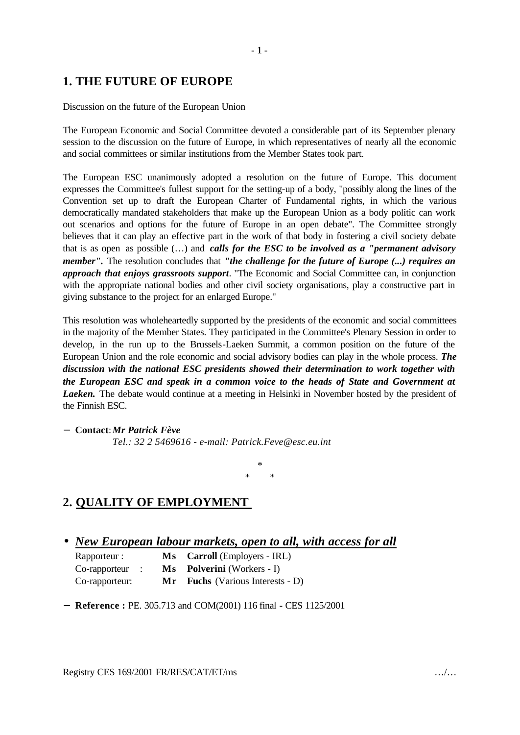## 1. THE FUTURE OF EUROPE

Discussion on the future of the European Union

The European Economic and Social Committee devoted a considerable part of its September plenary session to the discussion on the future of Europe, in which representatives of nearly all the economic and social committees or similar institutions from the Member States took part.

The European ESC unanimously adopted a resolution on the future of Europe. This document expresses the Committee's fullest support for the setting-up of a body, "possibly along the lines of the Convention set up to draft the European Charter of Fundamental rights, in which the various democratically mandated stakeholders that make up the European Union as a body politic can work out scenarios and options for the future of Europe in an open debate". The Committee strongly believes that it can play an effective part in the work of that body in fostering a civil society debate that is as open as possible (…) and ***calls for the ESC to be involved as a "permanent advisory member".*** The resolution concludes that ***"the challenge for the future of Europe (...) requires an approach that enjoys grassroots support***. "The Economic and Social Committee can, in conjunction with the appropriate national bodies and other civil society organisations, play a constructive part in giving substance to the project for an enlarged Europe."

This resolution was wholeheartedly supported by the presidents of the economic and social committees in the majority of the Member States. They participated in the Committee's Plenary Session in order to develop, in the run up to the Brussels-Laeken Summit, a common position on the future of the European Union and the role economic and social advisory bodies can play in the whole process. ***The discussion with the national ESC presidents showed their determination to work together with the European ESC and speak in a common voice to the heads of State and Government at Laeken.*** The debate would continue at a meeting in Helsinki in November hosted by the president of the Finnish ESC.

− **Contact**: ***Mr Patrick Fève***
  *Tel.: 32 2 5469616 - e-mail: Patrick.Feve@esc.eu.int*

\*
\*   \*

## 2. QUALITY OF EMPLOYMENT

- ***New European labour markets, open to all, with access for all***

| | | |
|---|---|---|
| Rapporteur : | **Ms** | **Carroll** (Employers - IRL) |
| Co-rapporteur : | **Ms** | **Polverini** (Workers - I) |
| Co-rapporteur: | **Mr** | **Fuchs** (Various Interests - D) |

− **Reference :** PE. 305.713 and COM(2001) 116 final - CES 1125/2001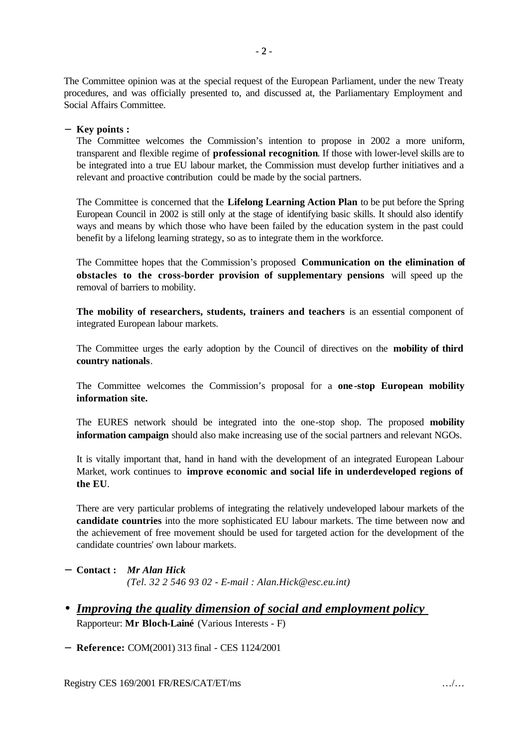The Committee opinion was at the special request of the European Parliament, under the new Treaty procedures, and was officially presented to, and discussed at, the Parliamentary Employment and Social Affairs Committee.

- **Key points :**

  The Committee welcomes the Commission's intention to propose in 2002 a more uniform, transparent and flexible regime of **professional recognition**. If those with lower-level skills are to be integrated into a true EU labour market, the Commission must develop further initiatives and a relevant and proactive contribution could be made by the social partners.

  The Committee is concerned that the **Lifelong Learning Action Plan** to be put before the Spring European Council in 2002 is still only at the stage of identifying basic skills. It should also identify ways and means by which those who have been failed by the education system in the past could benefit by a lifelong learning strategy, so as to integrate them in the workforce.

  The Committee hopes that the Commission's proposed **Communication on the elimination of obstacles to the cross-border provision of supplementary pensions** will speed up the removal of barriers to mobility.

  **The mobility of researchers, students, trainers and teachers** is an essential component of integrated European labour markets.

  The Committee urges the early adoption by the Council of directives on the **mobility of third country nationals**.

  The Committee welcomes the Commission's proposal for a **one-stop European mobility information site.**

  The EURES network should be integrated into the one-stop shop. The proposed **mobility information campaign** should also make increasing use of the social partners and relevant NGOs.

  It is vitally important that, hand in hand with the development of an integrated European Labour Market, work continues to **improve economic and social life in underdeveloped regions of the EU**.

  There are very particular problems of integrating the relatively undeveloped labour markets of the **candidate countries** into the more sophisticated EU labour markets. The time between now and the achievement of free movement should be used for targeted action for the development of the candidate countries' own labour markets.

- **Contact :** ***Mr Alan Hick***
  *(Tel. 32 2 546 93 02 - E-mail : Alan.Hick@esc.eu.int)*

- ***Improving the quality dimension of social and employment policy***

  Rapporteur: **Mr Bloch-Lainé** (Various Interests - F)

- **Reference:** COM(2001) 313 final - CES 1124/2001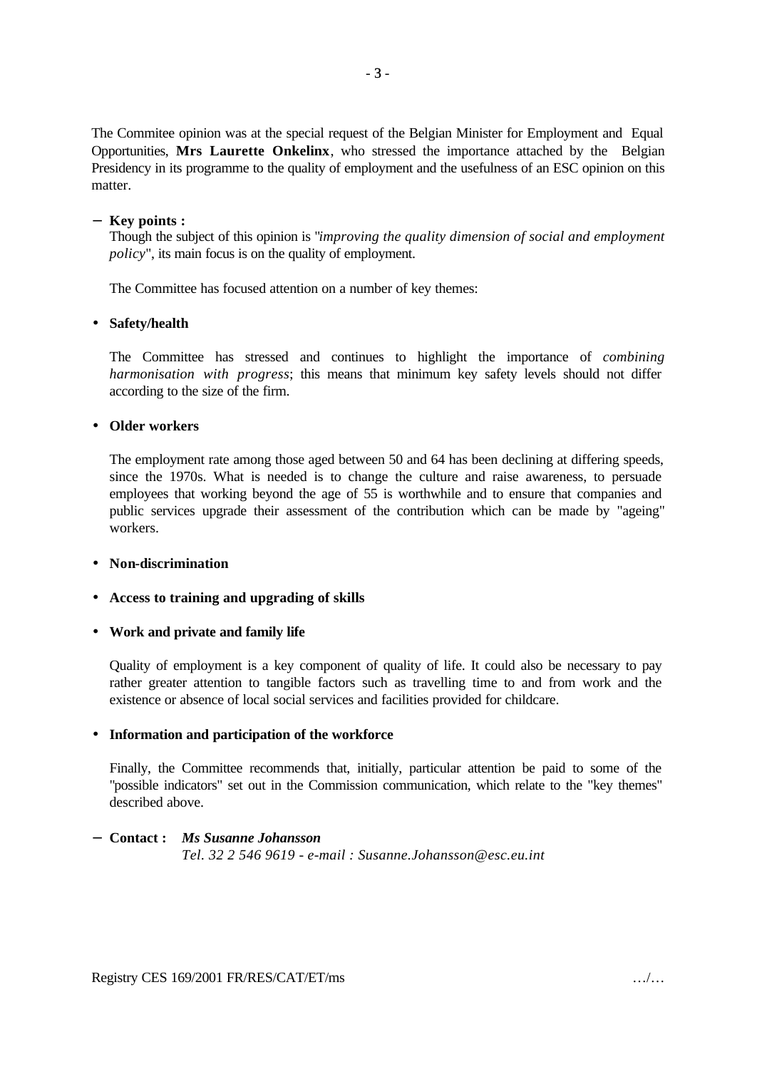The Commitee opinion was at the special request of the Belgian Minister for Employment and Equal Opportunities, **Mrs Laurette Onkelinx**, who stressed the importance attached by the Belgian Presidency in its programme to the quality of employment and the usefulness of an ESC opinion on this matter.

− **Key points :**

Though the subject of this opinion is "*improving the quality dimension of social and employment policy*", its main focus is on the quality of employment.

The Committee has focused attention on a number of key themes:

- **Safety/health**

  The Committee has stressed and continues to highlight the importance of *combining harmonisation with progress*; this means that minimum key safety levels should not differ according to the size of the firm.

- **Older workers**

  The employment rate among those aged between 50 and 64 has been declining at differing speeds, since the 1970s. What is needed is to change the culture and raise awareness, to persuade employees that working beyond the age of 55 is worthwhile and to ensure that companies and public services upgrade their assessment of the contribution which can be made by "ageing" workers.

- **Non-discrimination**

- **Access to training and upgrading of skills**

- **Work and private and family life**

  Quality of employment is a key component of quality of life. It could also be necessary to pay rather greater attention to tangible factors such as travelling time to and from work and the existence or absence of local social services and facilities provided for childcare.

- **Information and participation of the workforce**

  Finally, the Committee recommends that, initially, particular attention be paid to some of the "possible indicators" set out in the Commission communication, which relate to the "key themes" described above.

− **Contact :** ***Ms Susanne Johansson***
*Tel. 32 2 546 9619 - e-mail : Susanne.Johansson@esc.eu.int*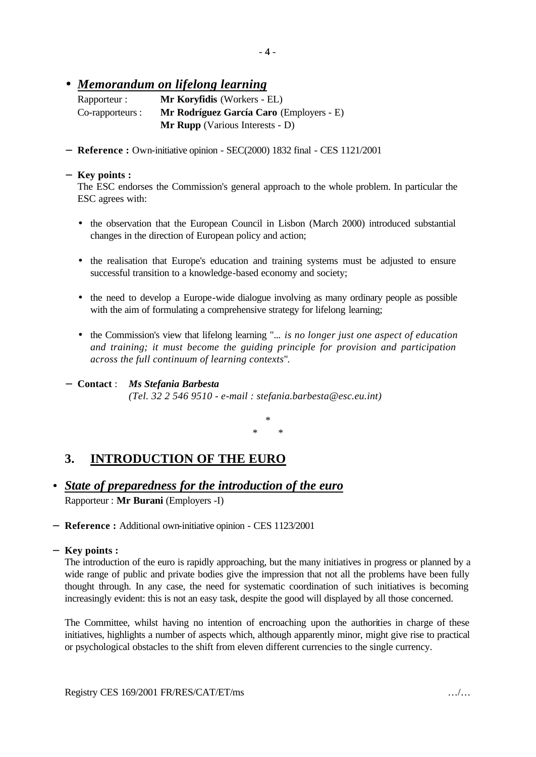- ***Memorandum on lifelong learning***

Rapporteur : **Mr Koryfidis** (Workers - EL)
Co-rapporteurs : **Mr Rodríguez García Caro** (Employers - E)
**Mr Rupp** (Various Interests - D)

– **Reference :** Own-initiative opinion - SEC(2000) 1832 final - CES 1121/2001

– **Key points :**

The ESC endorses the Commission's general approach to the whole problem. In particular the ESC agrees with:

- the observation that the European Council in Lisbon (March 2000) introduced substantial changes in the direction of European policy and action;
- the realisation that Europe's education and training systems must be adjusted to ensure successful transition to a knowledge-based economy and society;
- the need to develop a Europe-wide dialogue involving as many ordinary people as possible with the aim of formulating a comprehensive strategy for lifelong learning;
- the Commission's view that lifelong learning "*... is no longer just one aspect of education and training; it must become the guiding principle for provision and participation across the full continuum of learning contexts*".

– **Contact** : ***Ms Stefania Barbesta***
*(Tel. 32 2 546 9510 - e-mail : stefania.barbesta@esc.eu.int)*

\*
\* \*

## 3. INTRODUCTION OF THE EURO

- ***State of preparedness for the introduction of the euro***

Rapporteur : **Mr Burani** (Employers -I)

– **Reference :** Additional own-initiative opinion - CES 1123/2001

– **Key points :**

The introduction of the euro is rapidly approaching, but the many initiatives in progress or planned by a wide range of public and private bodies give the impression that not all the problems have been fully thought through. In any case, the need for systematic coordination of such initiatives is becoming increasingly evident: this is not an easy task, despite the good will displayed by all those concerned.

The Committee, whilst having no intention of encroaching upon the authorities in charge of these initiatives, highlights a number of aspects which, although apparently minor, might give rise to practical or psychological obstacles to the shift from eleven different currencies to the single currency.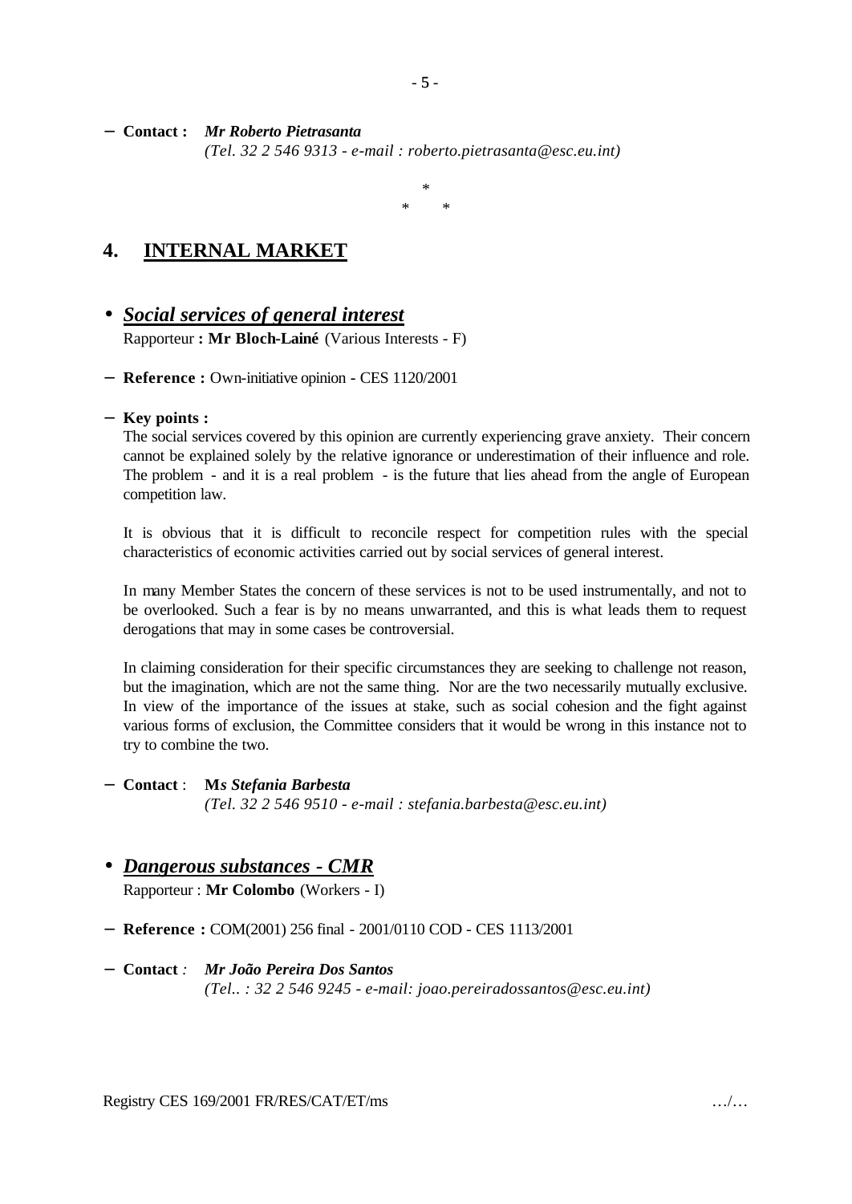– **Contact :** ***Mr Roberto Pietrasanta***
*(Tel. 32 2 546 9313 - e-mail : roberto.pietrasanta@esc.eu.int)*

\*
\* \*

## 4. INTERNAL MARKET

- ***Social services of general interest***

Rapporteur **: Mr Bloch-Lainé** (Various Interests - F)

– **Reference :** Own-initiative opinion - CES 1120/2001

– **Key points :**

The social services covered by this opinion are currently experiencing grave anxiety. Their concern cannot be explained solely by the relative ignorance or underestimation of their influence and role. The problem - and it is a real problem - is the future that lies ahead from the angle of European competition law.

It is obvious that it is difficult to reconcile respect for competition rules with the special characteristics of economic activities carried out by social services of general interest.

In many Member States the concern of these services is not to be used instrumentally, and not to be overlooked. Such a fear is by no means unwarranted, and this is what leads them to request derogations that may in some cases be controversial.

In claiming consideration for their specific circumstances they are seeking to challenge not reason, but the imagination, which are not the same thing. Nor are the two necessarily mutually exclusive. In view of the importance of the issues at stake, such as social cohesion and the fight against various forms of exclusion, the Committee considers that it would be wrong in this instance not to try to combine the two.

– **Contact** : **M*s Stefania Barbesta***
*(Tel. 32 2 546 9510 - e-mail : stefania.barbesta@esc.eu.int)*

- ***Dangerous substances - CMR***

Rapporteur : **Mr Colombo** (Workers - I)

– **Reference :** COM(2001) 256 final - 2001/0110 COD - CES 1113/2001

– **Contact** *:* ***Mr João Pereira Dos Santos***
*(Tel.. : 32 2 546 9245 - e-mail: joao.pereiradossantos@esc.eu.int)*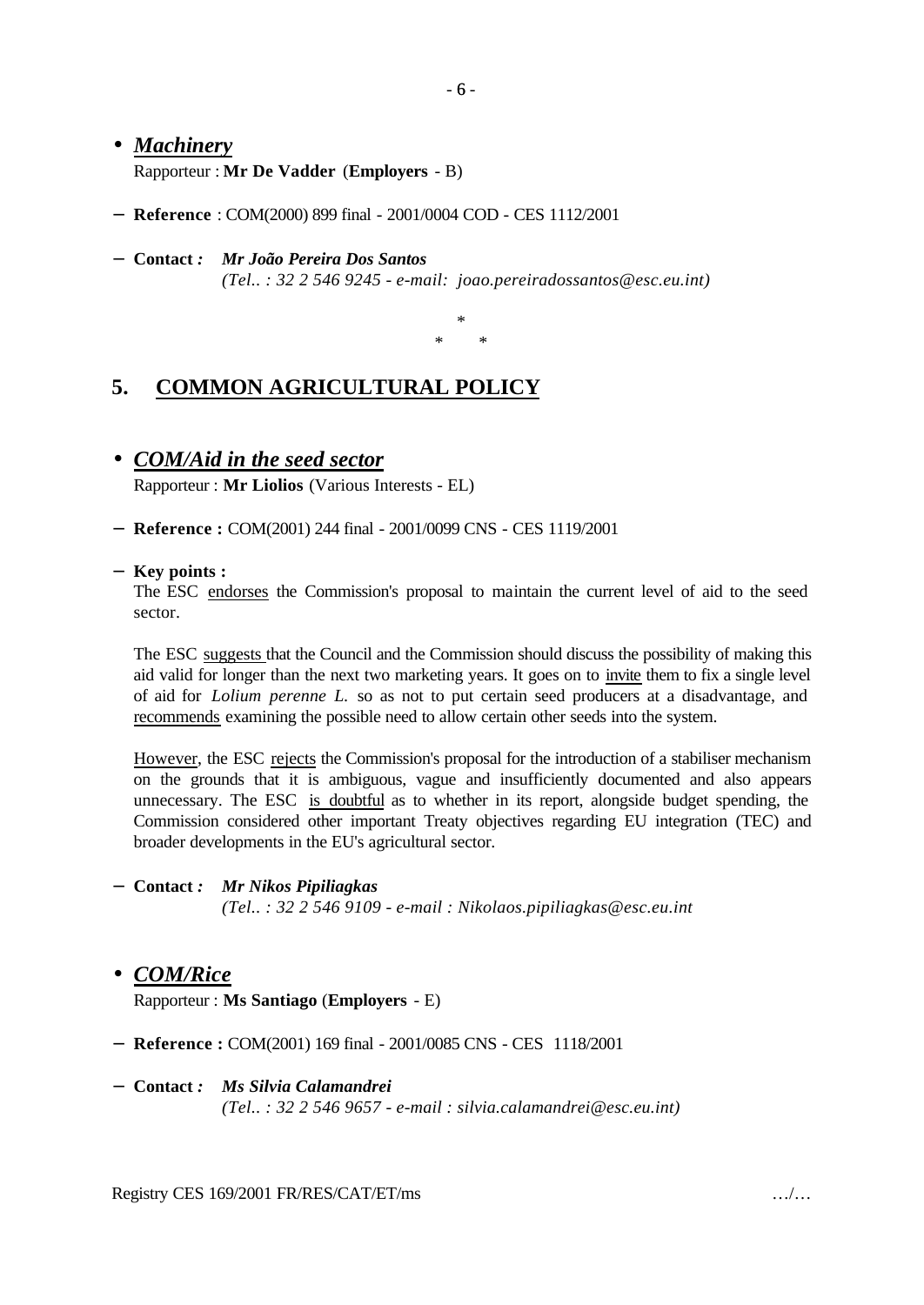- ***Machinery***

  Rapporteur : **Mr De Vadder** (**Employers** - B)

– **Reference** : COM(2000) 899 final - 2001/0004 COD - CES 1112/2001

– **Contact** *:* ***Mr João Pereira Dos Santos***
  *(Tel.. : 32 2 546 9245 - e-mail: joao.pereiradossantos@esc.eu.int)*

*

\*   *

## 5. COMMON AGRICULTURAL POLICY

- ***COM/Aid in the seed sector***

  Rapporteur : **Mr Liolios** (Various Interests - EL)

– **Reference :** COM(2001) 244 final - 2001/0099 CNS - CES 1119/2001

– **Key points :**

The ESC endorses the Commission's proposal to maintain the current level of aid to the seed sector.

The ESC suggests that the Council and the Commission should discuss the possibility of making this aid valid for longer than the next two marketing years. It goes on to invite them to fix a single level of aid for *Lolium perenne L.* so as not to put certain seed producers at a disadvantage, and recommends examining the possible need to allow certain other seeds into the system.

However, the ESC rejects the Commission's proposal for the introduction of a stabiliser mechanism on the grounds that it is ambiguous, vague and insufficiently documented and also appears unnecessary. The ESC is doubtful as to whether in its report, alongside budget spending, the Commission considered other important Treaty objectives regarding EU integration (TEC) and broader developments in the EU's agricultural sector.

– **Contact** *:* ***Mr Nikos Pipiliagkas***
  *(Tel.. : 32 2 546 9109 - e-mail : Nikolaos.pipiliagkas@esc.eu.int*

- ***COM/Rice***

  Rapporteur : **Ms Santiago** (**Employers** - E)

– **Reference :** COM(2001) 169 final - 2001/0085 CNS - CES 1118/2001

– **Contact** *:* ***Ms Silvia Calamandrei***
  *(Tel.. : 32 2 546 9657 - e-mail : silvia.calamandrei@esc.eu.int)*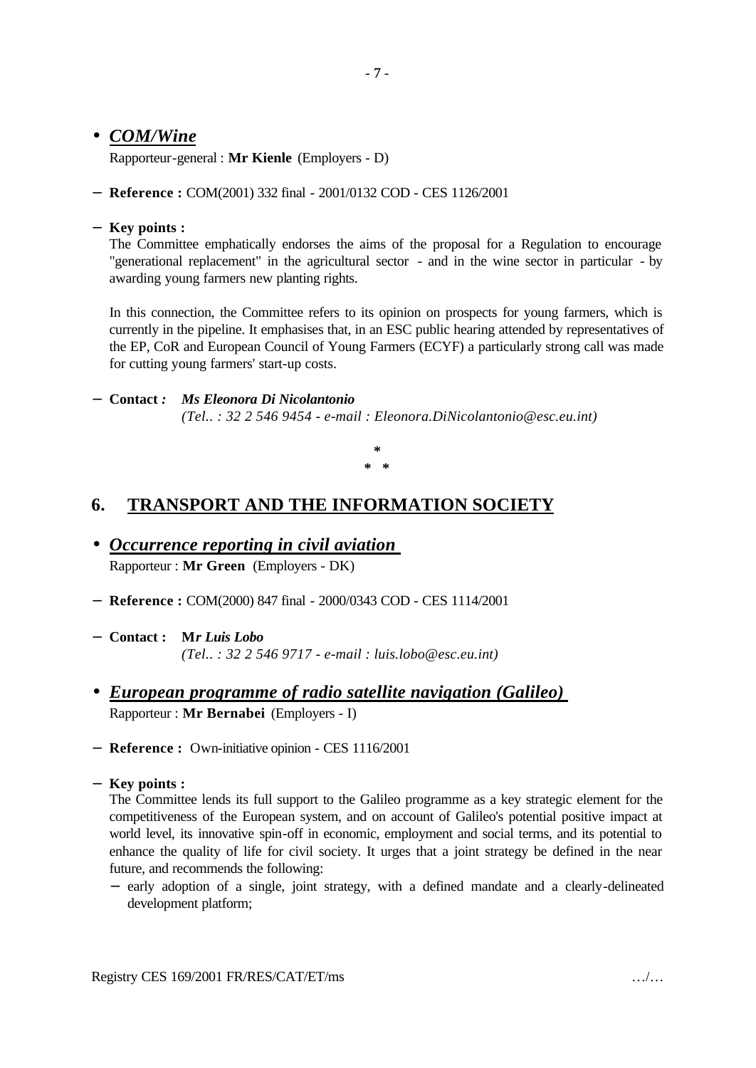- ***COM/Wine***

  Rapporteur-general : **Mr Kienle** (Employers - D)

- **Reference :** COM(2001) 332 final - 2001/0132 COD - CES 1126/2001

- **Key points :**

  The Committee emphatically endorses the aims of the proposal for a Regulation to encourage "generational replacement" in the agricultural sector - and in the wine sector in particular - by awarding young farmers new planting rights.

  In this connection, the Committee refers to its opinion on prospects for young farmers, which is currently in the pipeline. It emphasises that, in an ESC public hearing attended by representatives of the EP, CoR and European Council of Young Farmers (ECYF) a particularly strong call was made for cutting young farmers' start-up costs.

- **Contact :** ***Ms Eleonora Di Nicolantonio***

  *(Tel.. : 32 2 546 9454 - e-mail : Eleonora.DiNicolantonio@esc.eu.int)*

\*

\* \*

## 6. TRANSPORT AND THE INFORMATION SOCIETY

- ***Occurrence reporting in civil aviation***

  Rapporteur : **Mr Green** (Employers - DK)

- **Reference :** COM(2000) 847 final - 2000/0343 COD - CES 1114/2001

- **Contact :** ***Mr Luis Lobo***

  *(Tel.. : 32 2 546 9717 - e-mail : luis.lobo@esc.eu.int)*

- ***European programme of radio satellite navigation (Galileo)***

  Rapporteur : **Mr Bernabei** (Employers - I)

- **Reference :** Own-initiative opinion - CES 1116/2001

- **Key points :**

  The Committee lends its full support to the Galileo programme as a key strategic element for the competitiveness of the European system, and on account of Galileo's potential positive impact at world level, its innovative spin-off in economic, employment and social terms, and its potential to enhance the quality of life for civil society. It urges that a joint strategy be defined in the near future, and recommends the following:

  - early adoption of a single, joint strategy, with a defined mandate and a clearly-delineated development platform;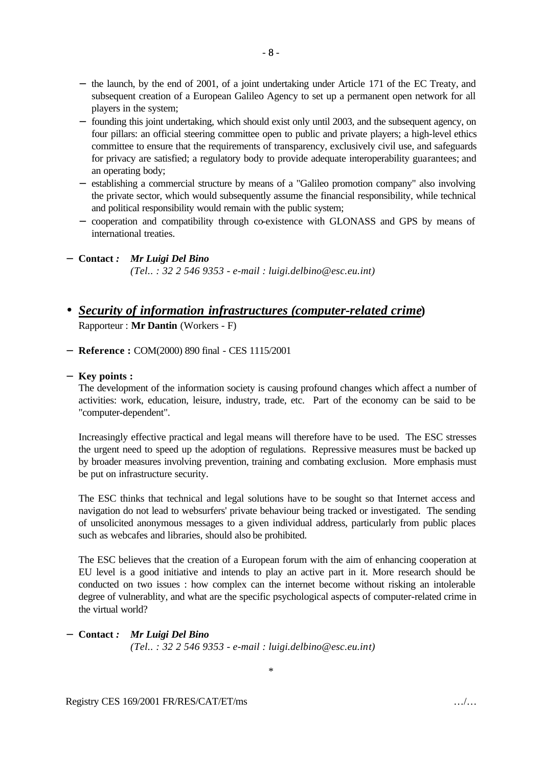- the launch, by the end of 2001, of a joint undertaking under Article 171 of the EC Treaty, and subsequent creation of a European Galileo Agency to set up a permanent open network for all players in the system;
- founding this joint undertaking, which should exist only until 2003, and the subsequent agency, on four pillars: an official steering committee open to public and private players; a high-level ethics committee to ensure that the requirements of transparency, exclusively civil use, and safeguards for privacy are satisfied; a regulatory body to provide adequate interoperability guarantees; and an operating body;
- establishing a commercial structure by means of a "Galileo promotion company" also involving the private sector, which would subsequently assume the financial responsibility, while technical and political responsibility would remain with the public system;
- cooperation and compatibility through co-existence with GLONASS and GPS by means of international treaties.

- **Contact** *: **Mr Luigi Del Bino***
  *(Tel.. : 32 2 546 9353 - e-mail : luigi.delbino@esc.eu.int)*

- ***Security of information infrastructures (computer-related crime*)**

Rapporteur : **Mr Dantin** (Workers - F)

- **Reference :** COM(2000) 890 final - CES 1115/2001

- **Key points :**

  The development of the information society is causing profound changes which affect a number of activities: work, education, leisure, industry, trade, etc. Part of the economy can be said to be "computer-dependent".

  Increasingly effective practical and legal means will therefore have to be used. The ESC stresses the urgent need to speed up the adoption of regulations. Repressive measures must be backed up by broader measures involving prevention, training and combating exclusion. More emphasis must be put on infrastructure security.

  The ESC thinks that technical and legal solutions have to be sought so that Internet access and navigation do not lead to websurfers' private behaviour being tracked or investigated. The sending of unsolicited anonymous messages to a given individual address, particularly from public places such as webcafes and libraries, should also be prohibited.

  The ESC believes that the creation of a European forum with the aim of enhancing cooperation at EU level is a good initiative and intends to play an active part in it. More research should be conducted on two issues : how complex can the internet become without risking an intolerable degree of vulnerablity, and what are the specific psychological aspects of computer-related crime in the virtual world?

- **Contact** *: **Mr Luigi Del Bino***
  *(Tel.. : 32 2 546 9353 - e-mail : luigi.delbino@esc.eu.int)*

*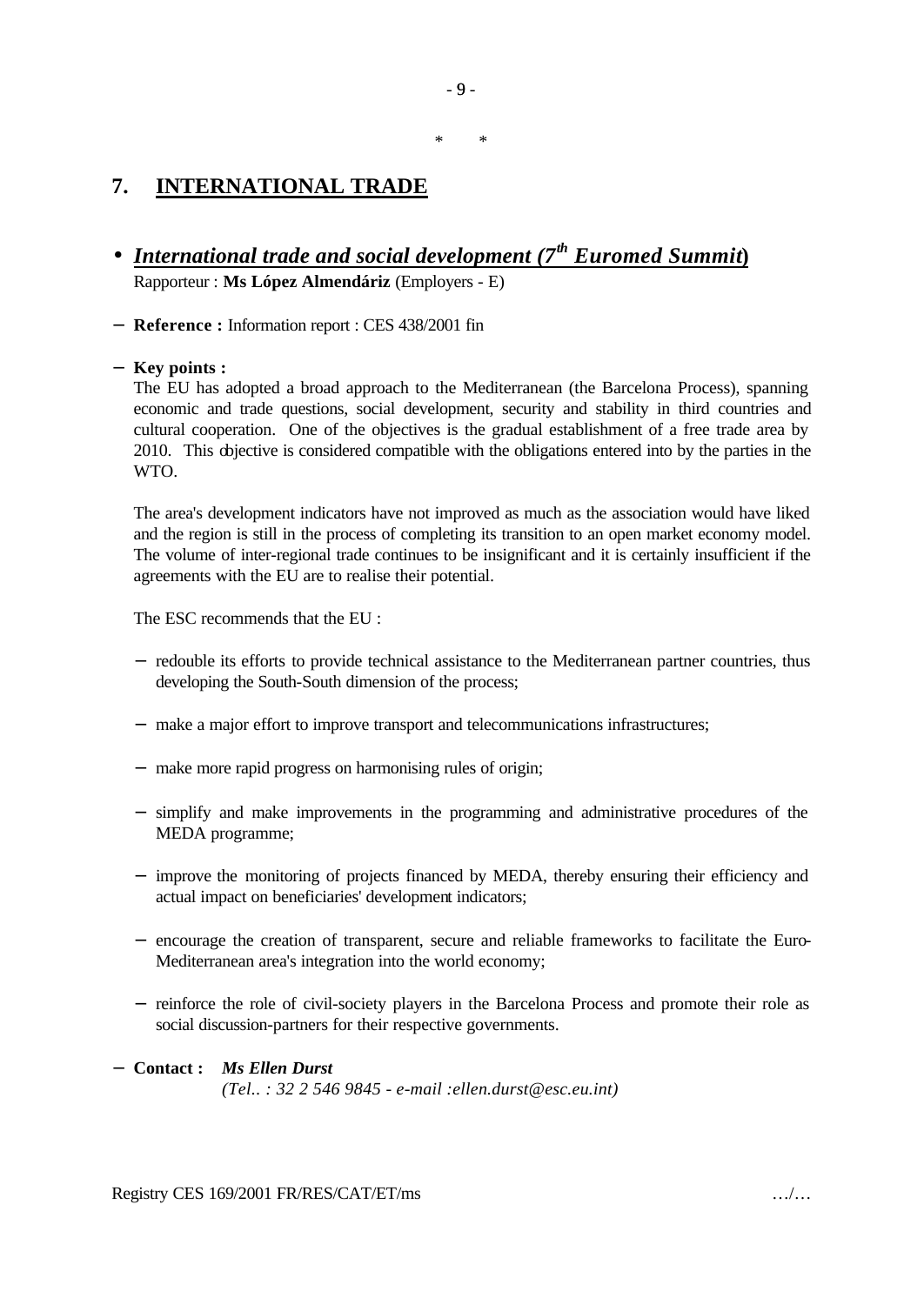\*        \*

## 7. INTERNATIONAL TRADE

### • *International trade and social development (7th Euromed Summit)*

Rapporteur : **Ms López Almendáriz** (Employers - E)

− **Reference :** Information report : CES 438/2001 fin

− **Key points :**

The EU has adopted a broad approach to the Mediterranean (the Barcelona Process), spanning economic and trade questions, social development, security and stability in third countries and cultural cooperation. One of the objectives is the gradual establishment of a free trade area by 2010. This objective is considered compatible with the obligations entered into by the parties in the WTO.

The area's development indicators have not improved as much as the association would have liked and the region is still in the process of completing its transition to an open market economy model. The volume of inter-regional trade continues to be insignificant and it is certainly insufficient if the agreements with the EU are to realise their potential.

The ESC recommends that the EU :

− redouble its efforts to provide technical assistance to the Mediterranean partner countries, thus developing the South-South dimension of the process;

− make a major effort to improve transport and telecommunications infrastructures;

− make more rapid progress on harmonising rules of origin;

− simplify and make improvements in the programming and administrative procedures of the MEDA programme;

− improve the monitoring of projects financed by MEDA, thereby ensuring their efficiency and actual impact on beneficiaries' development indicators;

− encourage the creation of transparent, secure and reliable frameworks to facilitate the Euro-Mediterranean area's integration into the world economy;

− reinforce the role of civil-society players in the Barcelona Process and promote their role as social discussion-partners for their respective governments.

− **Contact :** ***Ms Ellen Durst***
*(Tel.. : 32 2 546 9845 - e-mail :ellen.durst@esc.eu.int)*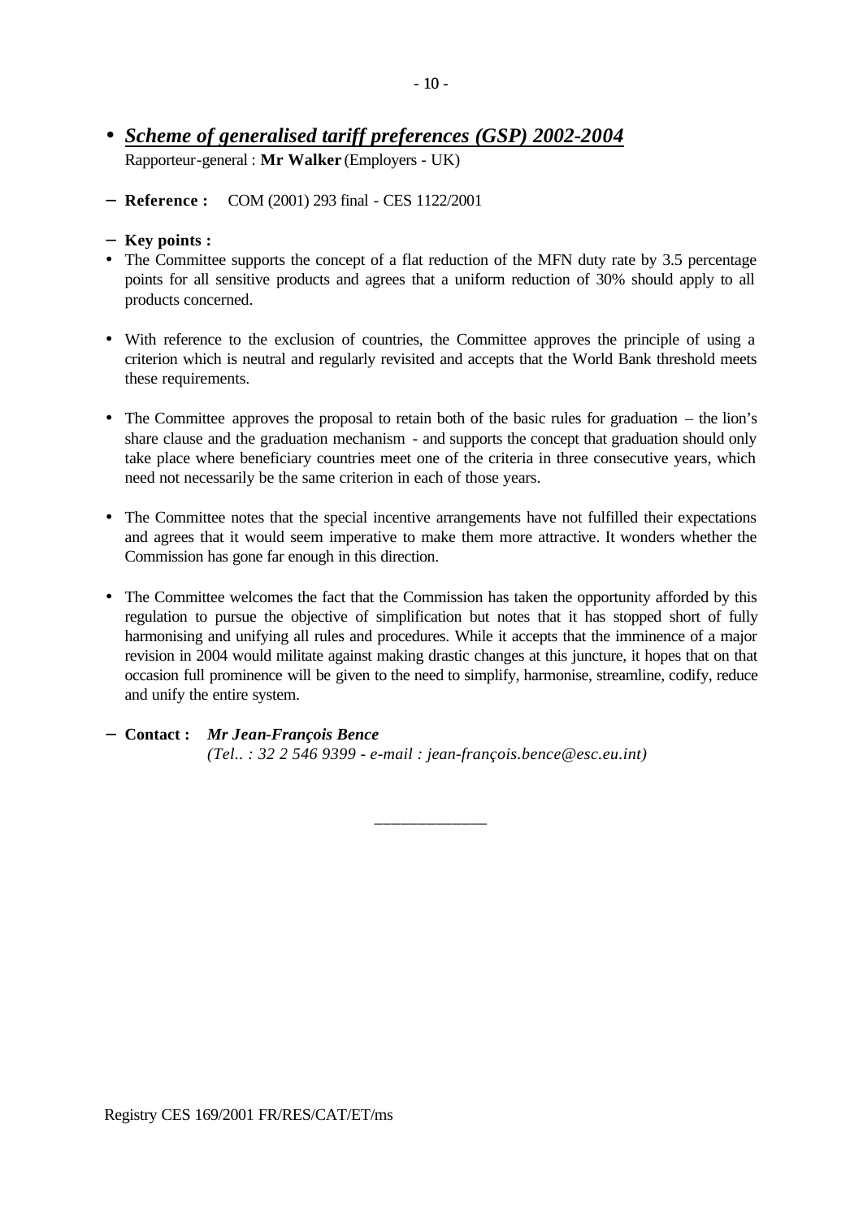- ***Scheme of generalised tariff preferences (GSP) 2002-2004***

  Rapporteur-general : **Mr Walker** (Employers - UK)

- **Reference :** COM (2001) 293 final - CES 1122/2001

- **Key points :**

- The Committee supports the concept of a flat reduction of the MFN duty rate by 3.5 percentage points for all sensitive products and agrees that a uniform reduction of 30% should apply to all products concerned.

- With reference to the exclusion of countries, the Committee approves the principle of using a criterion which is neutral and regularly revisited and accepts that the World Bank threshold meets these requirements.

- The Committee approves the proposal to retain both of the basic rules for graduation – the lion's share clause and the graduation mechanism - and supports the concept that graduation should only take place where beneficiary countries meet one of the criteria in three consecutive years, which need not necessarily be the same criterion in each of those years.

- The Committee notes that the special incentive arrangements have not fulfilled their expectations and agrees that it would seem imperative to make them more attractive. It wonders whether the Commission has gone far enough in this direction.

- The Committee welcomes the fact that the Commission has taken the opportunity afforded by this regulation to pursue the objective of simplification but notes that it has stopped short of fully harmonising and unifying all rules and procedures. While it accepts that the imminence of a major revision in 2004 would militate against making drastic changes at this juncture, it hopes that on that occasion full prominence will be given to the need to simplify, harmonise, streamline, codify, reduce and unify the entire system.

- **Contact :** ***Mr Jean-François Bence***

  *(Tel.. : 32 2 546 9399 - e-mail : jean-françois.bence@esc.eu.int)*

_____________

Registry CES 169/2001 FR/RES/CAT/ET/ms